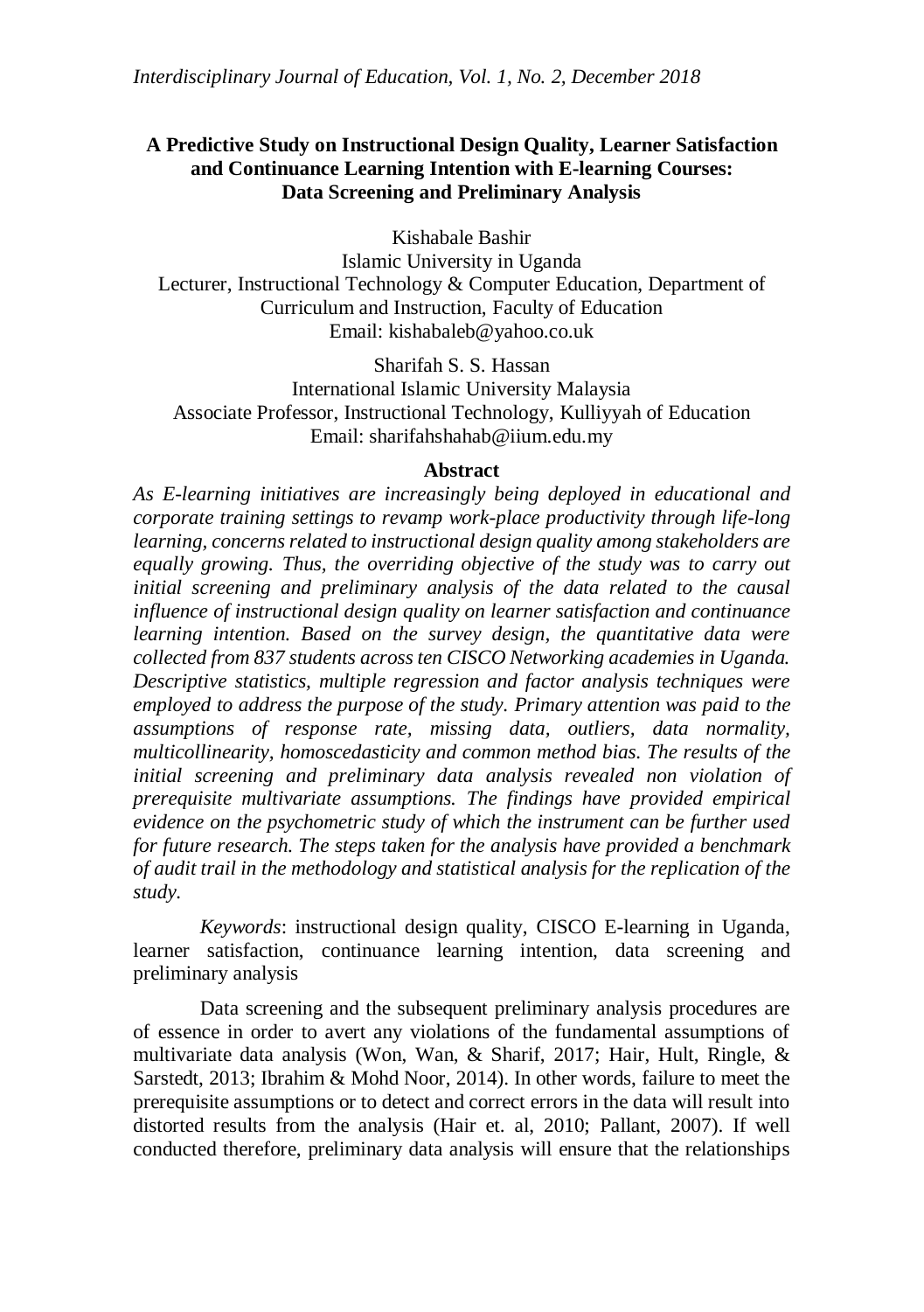# A Predictive Study on Instructional Design Quality, Learner Satisfaction and Continuance Learning Intention with E-learning Courses: Data Screening and Preliminary Analysis

Kishabale Bashir
Islamic University in Uganda
Lecturer, Instructional Technology & Computer Education, Department of Curriculum and Instruction, Faculty of Education
Email: kishabaleb@yahoo.co.uk

Sharifah S. S. Hassan
International Islamic University Malaysia
Associate Professor, Instructional Technology, Kulliyyah of Education
Email: sharifahshahab@iium.edu.my

## Abstract

*As E-learning initiatives are increasingly being deployed in educational and corporate training settings to revamp work-place productivity through life-long learning, concerns related to instructional design quality among stakeholders are equally growing. Thus, the overriding objective of the study was to carry out initial screening and preliminary analysis of the data related to the causal influence of instructional design quality on learner satisfaction and continuance learning intention. Based on the survey design, the quantitative data were collected from 837 students across ten CISCO Networking academies in Uganda. Descriptive statistics, multiple regression and factor analysis techniques were employed to address the purpose of the study. Primary attention was paid to the assumptions of response rate, missing data, outliers, data normality, multicollinearity, homoscedasticity and common method bias. The results of the initial screening and preliminary data analysis revealed non violation of prerequisite multivariate assumptions. The findings have provided empirical evidence on the psychometric study of which the instrument can be further used for future research. The steps taken for the analysis have provided a benchmark of audit trail in the methodology and statistical analysis for the replication of the study.*

*Keywords*: instructional design quality, CISCO E-learning in Uganda, learner satisfaction, continuance learning intention, data screening and preliminary analysis

Data screening and the subsequent preliminary analysis procedures are of essence in order to avert any violations of the fundamental assumptions of multivariate data analysis (Won, Wan, & Sharif, 2017; Hair, Hult, Ringle, & Sarstedt, 2013; Ibrahim & Mohd Noor, 2014). In other words, failure to meet the prerequisite assumptions or to detect and correct errors in the data will result into distorted results from the analysis (Hair et. al, 2010; Pallant, 2007). If well conducted therefore, preliminary data analysis will ensure that the relationships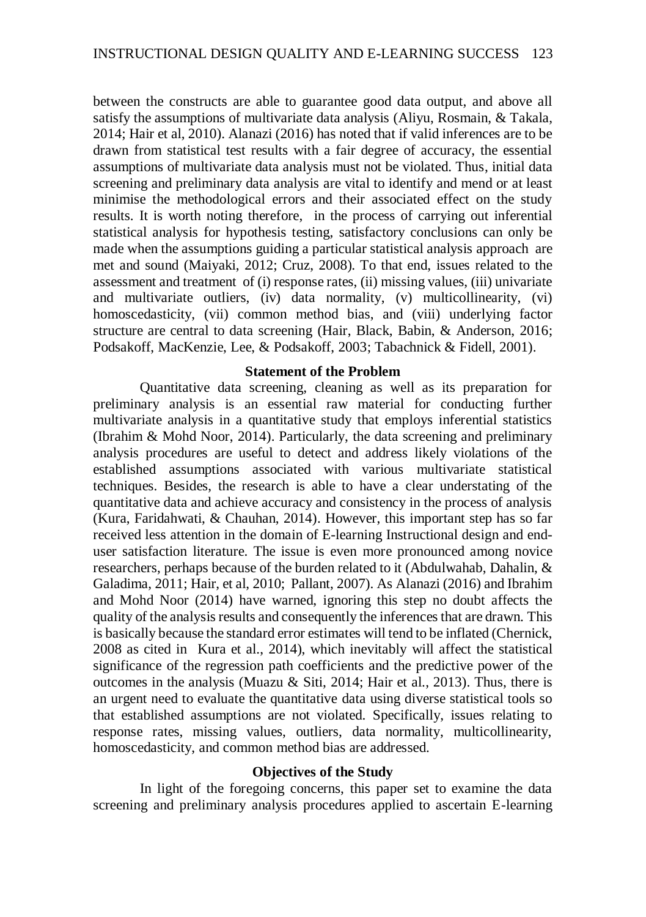between the constructs are able to guarantee good data output, and above all satisfy the assumptions of multivariate data analysis (Aliyu, Rosmain, & Takala, 2014; Hair et al, 2010). Alanazi (2016) has noted that if valid inferences are to be drawn from statistical test results with a fair degree of accuracy, the essential assumptions of multivariate data analysis must not be violated. Thus, initial data screening and preliminary data analysis are vital to identify and mend or at least minimise the methodological errors and their associated effect on the study results. It is worth noting therefore, in the process of carrying out inferential statistical analysis for hypothesis testing, satisfactory conclusions can only be made when the assumptions guiding a particular statistical analysis approach are met and sound (Maiyaki, 2012; Cruz, 2008). To that end, issues related to the assessment and treatment of (i) response rates, (ii) missing values, (iii) univariate and multivariate outliers, (iv) data normality, (v) multicollinearity, (vi) homoscedasticity, (vii) common method bias, and (viii) underlying factor structure are central to data screening (Hair, Black, Babin, & Anderson, 2016; Podsakoff, MacKenzie, Lee, & Podsakoff, 2003; Tabachnick & Fidell, 2001).

## Statement of the Problem

Quantitative data screening, cleaning as well as its preparation for preliminary analysis is an essential raw material for conducting further multivariate analysis in a quantitative study that employs inferential statistics (Ibrahim & Mohd Noor, 2014). Particularly, the data screening and preliminary analysis procedures are useful to detect and address likely violations of the established assumptions associated with various multivariate statistical techniques. Besides, the research is able to have a clear understating of the quantitative data and achieve accuracy and consistency in the process of analysis (Kura, Faridahwati, & Chauhan, 2014). However, this important step has so far received less attention in the domain of E-learning Instructional design and end-user satisfaction literature. The issue is even more pronounced among novice researchers, perhaps because of the burden related to it (Abdulwahab, Dahalin, & Galadima, 2011; Hair, et al, 2010; Pallant, 2007). As Alanazi (2016) and Ibrahim and Mohd Noor (2014) have warned, ignoring this step no doubt affects the quality of the analysis results and consequently the inferences that are drawn. This is basically because the standard error estimates will tend to be inflated (Chernick, 2008 as cited in Kura et al., 2014), which inevitably will affect the statistical significance of the regression path coefficients and the predictive power of the outcomes in the analysis (Muazu & Siti, 2014; Hair et al., 2013). Thus, there is an urgent need to evaluate the quantitative data using diverse statistical tools so that established assumptions are not violated. Specifically, issues relating to response rates, missing values, outliers, data normality, multicollinearity, homoscedasticity, and common method bias are addressed.

## Objectives of the Study

In light of the foregoing concerns, this paper set to examine the data screening and preliminary analysis procedures applied to ascertain E-learning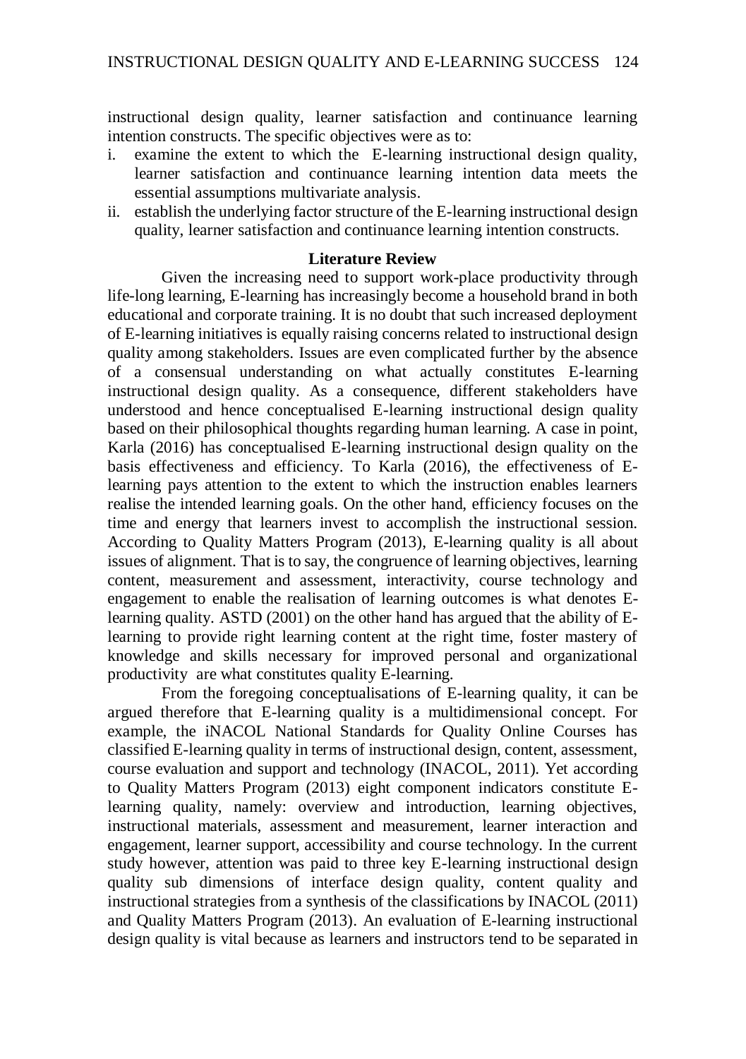instructional design quality, learner satisfaction and continuance learning intention constructs. The specific objectives were as to:

i. examine the extent to which the E-learning instructional design quality, learner satisfaction and continuance learning intention data meets the essential assumptions multivariate analysis.
ii. establish the underlying factor structure of the E-learning instructional design quality, learner satisfaction and continuance learning intention constructs.

## Literature Review

Given the increasing need to support work-place productivity through life-long learning, E-learning has increasingly become a household brand in both educational and corporate training. It is no doubt that such increased deployment of E-learning initiatives is equally raising concerns related to instructional design quality among stakeholders. Issues are even complicated further by the absence of a consensual understanding on what actually constitutes E-learning instructional design quality. As a consequence, different stakeholders have understood and hence conceptualised E-learning instructional design quality based on their philosophical thoughts regarding human learning. A case in point, Karla (2016) has conceptualised E-learning instructional design quality on the basis effectiveness and efficiency. To Karla (2016), the effectiveness of E-learning pays attention to the extent to which the instruction enables learners realise the intended learning goals. On the other hand, efficiency focuses on the time and energy that learners invest to accomplish the instructional session. According to Quality Matters Program (2013), E-learning quality is all about issues of alignment. That is to say, the congruence of learning objectives, learning content, measurement and assessment, interactivity, course technology and engagement to enable the realisation of learning outcomes is what denotes E-learning quality. ASTD (2001) on the other hand has argued that the ability of E-learning to provide right learning content at the right time, foster mastery of knowledge and skills necessary for improved personal and organizational productivity are what constitutes quality E-learning.

From the foregoing conceptualisations of E-learning quality, it can be argued therefore that E-learning quality is a multidimensional concept. For example, the iNACOL National Standards for Quality Online Courses has classified E-learning quality in terms of instructional design, content, assessment, course evaluation and support and technology (INACOL, 2011). Yet according to Quality Matters Program (2013) eight component indicators constitute E-learning quality, namely: overview and introduction, learning objectives, instructional materials, assessment and measurement, learner interaction and engagement, learner support, accessibility and course technology. In the current study however, attention was paid to three key E-learning instructional design quality sub dimensions of interface design quality, content quality and instructional strategies from a synthesis of the classifications by INACOL (2011) and Quality Matters Program (2013). An evaluation of E-learning instructional design quality is vital because as learners and instructors tend to be separated in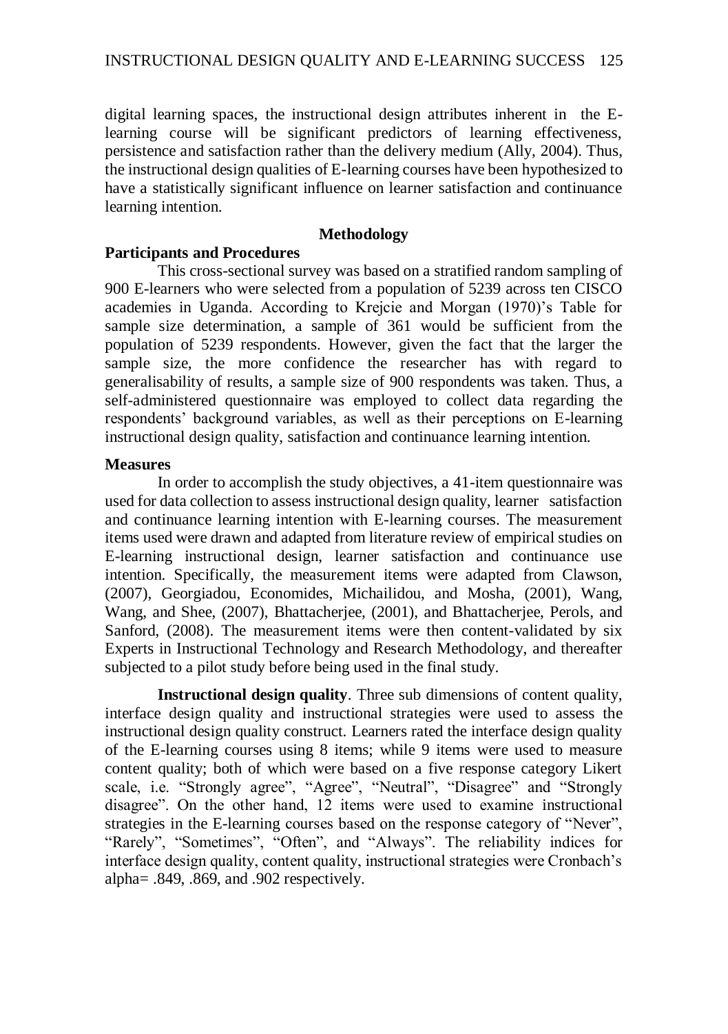digital learning spaces, the instructional design attributes inherent in the E-learning course will be significant predictors of learning effectiveness, persistence and satisfaction rather than the delivery medium (Ally, 2004). Thus, the instructional design qualities of E-learning courses have been hypothesized to have a statistically significant influence on learner satisfaction and continuance learning intention.

## Methodology

### Participants and Procedures

This cross-sectional survey was based on a stratified random sampling of 900 E-learners who were selected from a population of 5239 across ten CISCO academies in Uganda. According to Krejcie and Morgan (1970)'s Table for sample size determination, a sample of 361 would be sufficient from the population of 5239 respondents. However, given the fact that the larger the sample size, the more confidence the researcher has with regard to generalisability of results, a sample size of 900 respondents was taken. Thus, a self-administered questionnaire was employed to collect data regarding the respondents' background variables, as well as their perceptions on E-learning instructional design quality, satisfaction and continuance learning intention.

### Measures

In order to accomplish the study objectives, a 41-item questionnaire was used for data collection to assess instructional design quality, learner satisfaction and continuance learning intention with E-learning courses. The measurement items used were drawn and adapted from literature review of empirical studies on E-learning instructional design, learner satisfaction and continuance use intention. Specifically, the measurement items were adapted from Clawson, (2007), Georgiadou, Economides, Michailidou, and Mosha, (2001), Wang, Wang, and Shee, (2007), Bhattacherjee, (2001), and Bhattacherjee, Perols, and Sanford, (2008). The measurement items were then content-validated by six Experts in Instructional Technology and Research Methodology, and thereafter subjected to a pilot study before being used in the final study.

**Instructional design quality**. Three sub dimensions of content quality, interface design quality and instructional strategies were used to assess the instructional design quality construct. Learners rated the interface design quality of the E-learning courses using 8 items; while 9 items were used to measure content quality; both of which were based on a five response category Likert scale, i.e. "Strongly agree", "Agree", "Neutral", "Disagree" and "Strongly disagree". On the other hand, 12 items were used to examine instructional strategies in the E-learning courses based on the response category of "Never", "Rarely", "Sometimes", "Often", and "Always". The reliability indices for interface design quality, content quality, instructional strategies were Cronbach's alpha= .849, .869, and .902 respectively.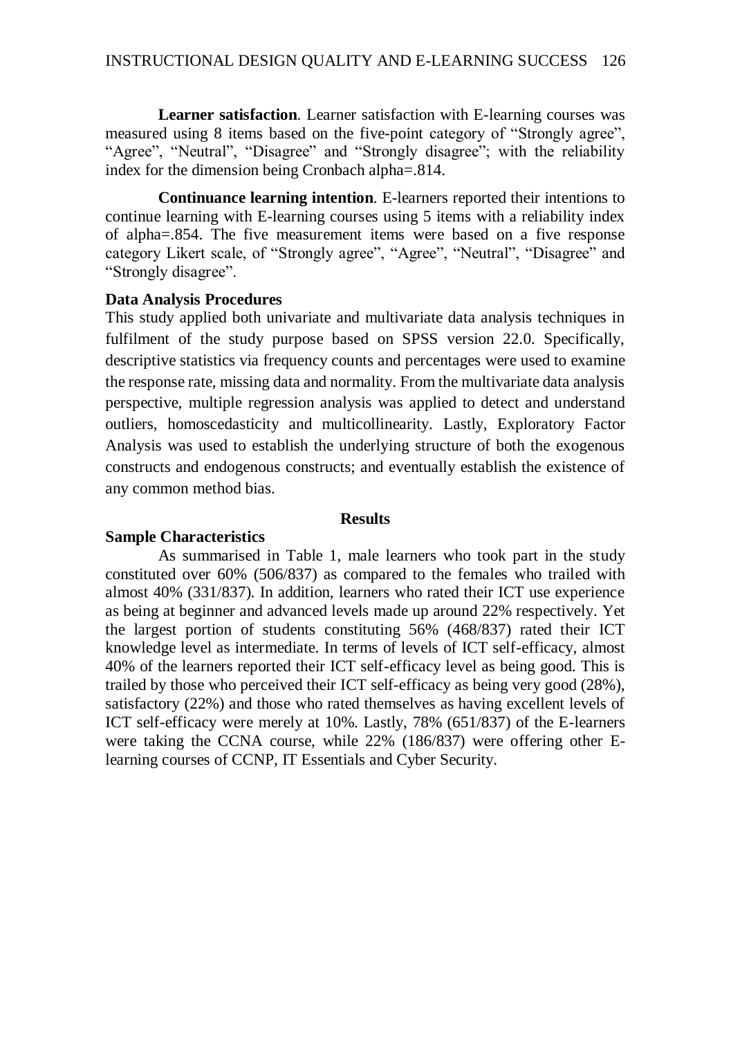**Learner satisfaction**. Learner satisfaction with E-learning courses was measured using 8 items based on the five-point category of "Strongly agree", "Agree", "Neutral", "Disagree" and "Strongly disagree"; with the reliability index for the dimension being Cronbach alpha=.814.

**Continuance learning intention**. E-learners reported their intentions to continue learning with E-learning courses using 5 items with a reliability index of alpha=.854. The five measurement items were based on a five response category Likert scale, of "Strongly agree", "Agree", "Neutral", "Disagree" and "Strongly disagree".

### Data Analysis Procedures

This study applied both univariate and multivariate data analysis techniques in fulfilment of the study purpose based on SPSS version 22.0. Specifically, descriptive statistics via frequency counts and percentages were used to examine the response rate, missing data and normality. From the multivariate data analysis perspective, multiple regression analysis was applied to detect and understand outliers, homoscedasticity and multicollinearity. Lastly, Exploratory Factor Analysis was used to establish the underlying structure of both the exogenous constructs and endogenous constructs; and eventually establish the existence of any common method bias.

## Results

### Sample Characteristics

As summarised in Table 1, male learners who took part in the study constituted over 60% (506/837) as compared to the females who trailed with almost 40% (331/837). In addition, learners who rated their ICT use experience as being at beginner and advanced levels made up around 22% respectively. Yet the largest portion of students constituting 56% (468/837) rated their ICT knowledge level as intermediate. In terms of levels of ICT self-efficacy, almost 40% of the learners reported their ICT self-efficacy level as being good. This is trailed by those who perceived their ICT self-efficacy as being very good (28%), satisfactory (22%) and those who rated themselves as having excellent levels of ICT self-efficacy were merely at 10%. Lastly, 78% (651/837) of the E-learners were taking the CCNA course, while 22% (186/837) were offering other E-learning courses of CCNP, IT Essentials and Cyber Security.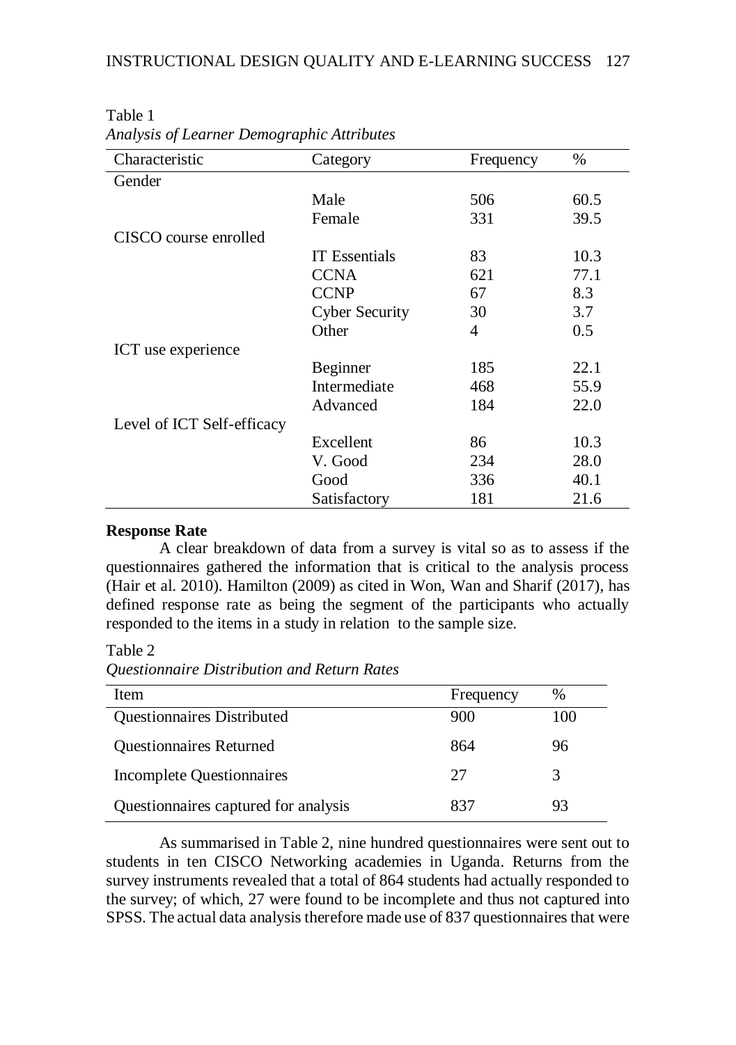Table 1

*Analysis of Learner Demographic Attributes*

| Characteristic | Category | Frequency | % |
|---|---|---|---|
| Gender | | | |
| | Male | 506 | 60.5 |
| | Female | 331 | 39.5 |
| CISCO course enrolled | | | |
| | IT Essentials | 83 | 10.3 |
| | CCNA | 621 | 77.1 |
| | CCNP | 67 | 8.3 |
| | Cyber Security | 30 | 3.7 |
| | Other | 4 | 0.5 |
| ICT use experience | | | |
| | Beginner | 185 | 22.1 |
| | Intermediate | 468 | 55.9 |
| | Advanced | 184 | 22.0 |
| Level of ICT Self-efficacy | | | |
| | Excellent | 86 | 10.3 |
| | V. Good | 234 | 28.0 |
| | Good | 336 | 40.1 |
| | Satisfactory | 181 | 21.6 |

**Response Rate**

A clear breakdown of data from a survey is vital so as to assess if the questionnaires gathered the information that is critical to the analysis process (Hair et al. 2010). Hamilton (2009) as cited in Won, Wan and Sharif (2017), has defined response rate as being the segment of the participants who actually responded to the items in a study in relation to the sample size.

Table 2

*Questionnaire Distribution and Return Rates*

| Item | Frequency | % |
|---|---|---|
| Questionnaires Distributed | 900 | 100 |
| Questionnaires Returned | 864 | 96 |
| Incomplete Questionnaires | 27 | 3 |
| Questionnaires captured for analysis | 837 | 93 |

As summarised in Table 2, nine hundred questionnaires were sent out to students in ten CISCO Networking academies in Uganda. Returns from the survey instruments revealed that a total of 864 students had actually responded to the survey; of which, 27 were found to be incomplete and thus not captured into SPSS. The actual data analysis therefore made use of 837 questionnaires that were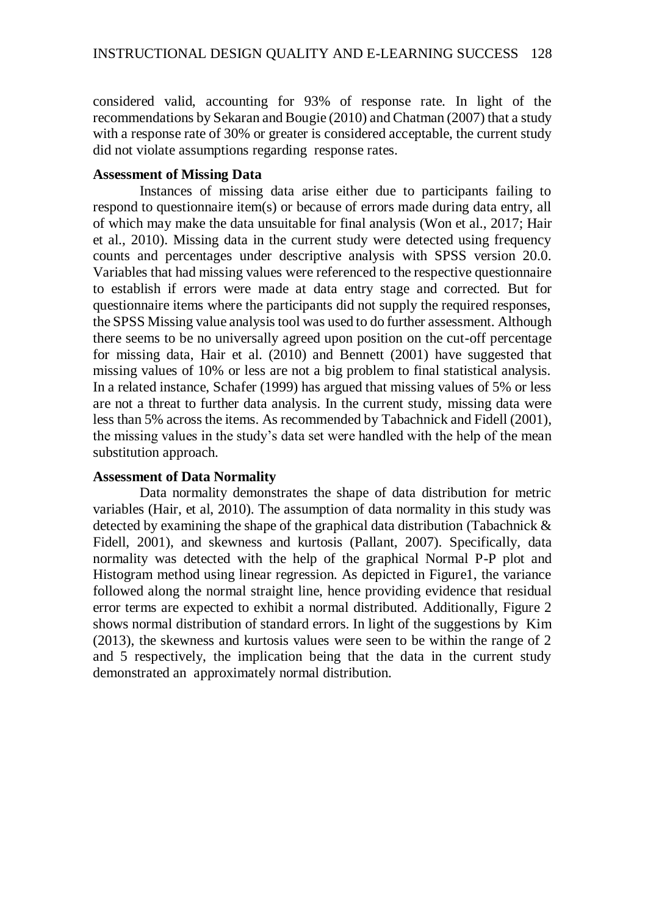considered valid, accounting for 93% of response rate. In light of the recommendations by Sekaran and Bougie (2010) and Chatman (2007) that a study with a response rate of 30% or greater is considered acceptable, the current study did not violate assumptions regarding response rates.

### Assessment of Missing Data

Instances of missing data arise either due to participants failing to respond to questionnaire item(s) or because of errors made during data entry, all of which may make the data unsuitable for final analysis (Won et al., 2017; Hair et al., 2010). Missing data in the current study were detected using frequency counts and percentages under descriptive analysis with SPSS version 20.0. Variables that had missing values were referenced to the respective questionnaire to establish if errors were made at data entry stage and corrected. But for questionnaire items where the participants did not supply the required responses, the SPSS Missing value analysis tool was used to do further assessment. Although there seems to be no universally agreed upon position on the cut-off percentage for missing data, Hair et al. (2010) and Bennett (2001) have suggested that missing values of 10% or less are not a big problem to final statistical analysis. In a related instance, Schafer (1999) has argued that missing values of 5% or less are not a threat to further data analysis. In the current study, missing data were less than 5% across the items. As recommended by Tabachnick and Fidell (2001), the missing values in the study's data set were handled with the help of the mean substitution approach.

### Assessment of Data Normality

Data normality demonstrates the shape of data distribution for metric variables (Hair, et al, 2010). The assumption of data normality in this study was detected by examining the shape of the graphical data distribution (Tabachnick & Fidell, 2001), and skewness and kurtosis (Pallant, 2007). Specifically, data normality was detected with the help of the graphical Normal P-P plot and Histogram method using linear regression. As depicted in Figure1, the variance followed along the normal straight line, hence providing evidence that residual error terms are expected to exhibit a normal distributed. Additionally, Figure 2 shows normal distribution of standard errors. In light of the suggestions by Kim (2013), the skewness and kurtosis values were seen to be within the range of 2 and 5 respectively, the implication being that the data in the current study demonstrated an approximately normal distribution.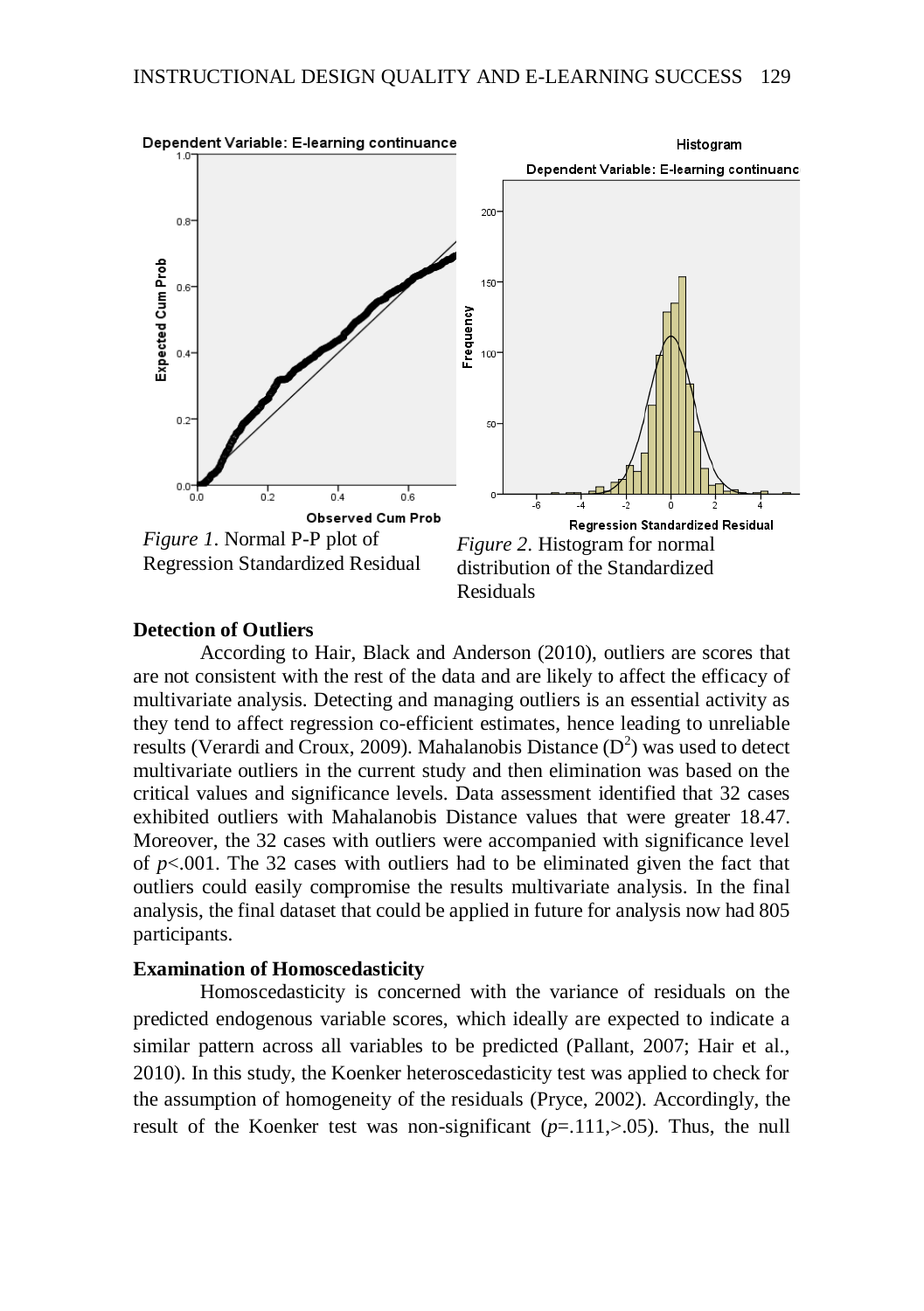*Figure 1*. Normal P-P plot of Regression Standardized Residual

*Figure 2*. Histogram for normal distribution of the Standardized Residuals

### Detection of Outliers

According to Hair, Black and Anderson (2010), outliers are scores that are not consistent with the rest of the data and are likely to affect the efficacy of multivariate analysis. Detecting and managing outliers is an essential activity as they tend to affect regression co-efficient estimates, hence leading to unreliable results (Verardi and Croux, 2009). Mahalanobis Distance ($D^2$) was used to detect multivariate outliers in the current study and then elimination was based on the critical values and significance levels. Data assessment identified that 32 cases exhibited outliers with Mahalanobis Distance values that were greater 18.47. Moreover, the 32 cases with outliers were accompanied with significance level of $p<.001$. The 32 cases with outliers had to be eliminated given the fact that outliers could easily compromise the results multivariate analysis. In the final analysis, the final dataset that could be applied in future for analysis now had 805 participants.

### Examination of Homoscedasticity

Homoscedasticity is concerned with the variance of residuals on the predicted endogenous variable scores, which ideally are expected to indicate a similar pattern across all variables to be predicted (Pallant, 2007; Hair et al., 2010). In this study, the Koenker heteroscedasticity test was applied to check for the assumption of homogeneity of the residuals (Pryce, 2002). Accordingly, the result of the Koenker test was non-significant ($p$=.111,>.05). Thus, the null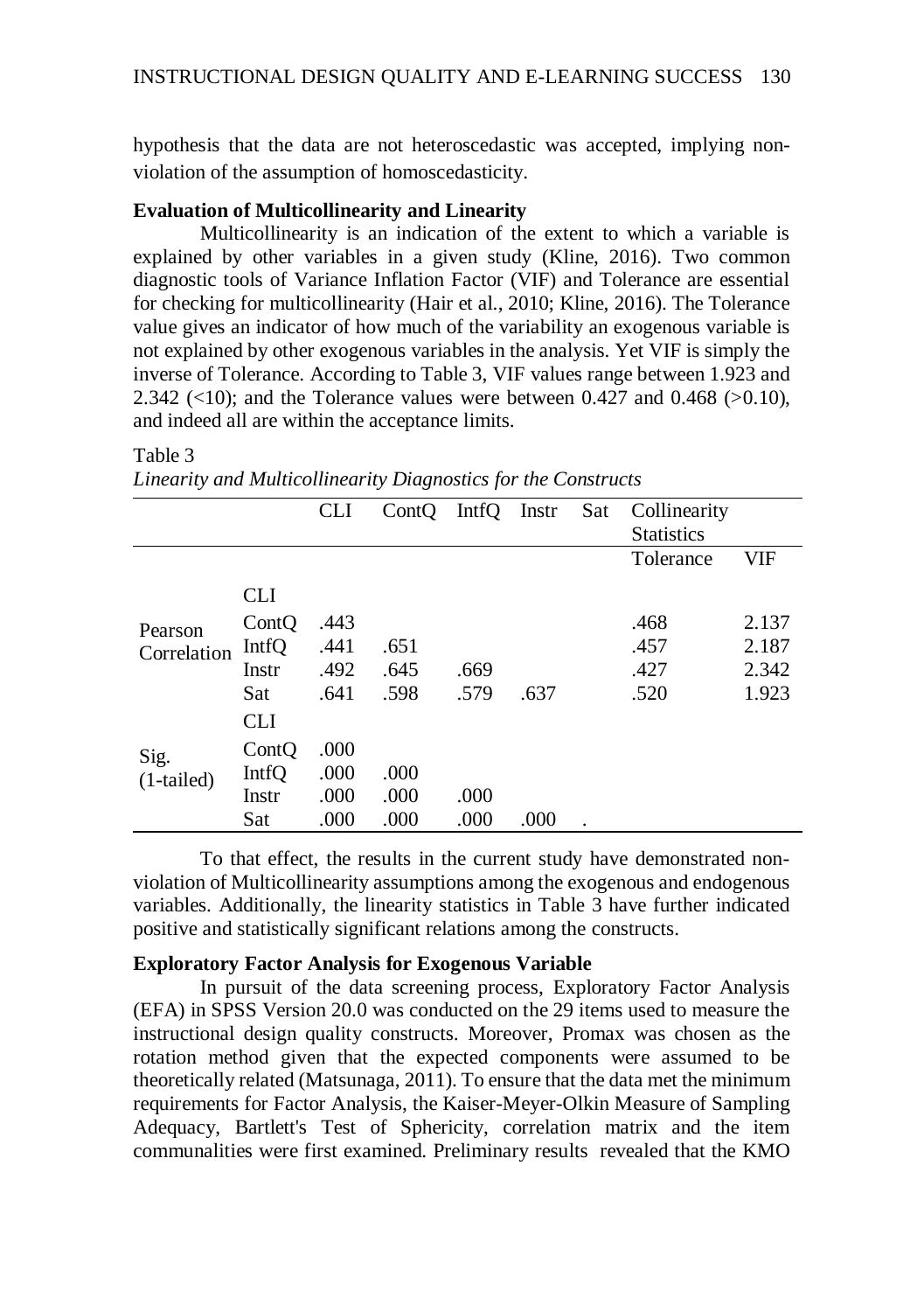hypothesis that the data are not heteroscedastic was accepted, implying non-violation of the assumption of homoscedasticity.

### Evaluation of Multicollinearity and Linearity

Multicollinearity is an indication of the extent to which a variable is explained by other variables in a given study (Kline, 2016). Two common diagnostic tools of Variance Inflation Factor (VIF) and Tolerance are essential for checking for multicollinearity (Hair et al., 2010; Kline, 2016). The Tolerance value gives an indicator of how much of the variability an exogenous variable is not explained by other exogenous variables in the analysis. Yet VIF is simply the inverse of Tolerance. According to Table 3, VIF values range between 1.923 and 2.342 (<10); and the Tolerance values were between 0.427 and 0.468 (>0.10), and indeed all are within the acceptance limits.

Table 3

*Linearity and Multicollinearity Diagnostics for the Constructs*

| | | CLI | ContQ | IntfQ | Instr | Sat | Collinearity Statistics | |
|---|---|---|---|---|---|---|---|---|
| | | | | | | | Tolerance | VIF |
| Pearson Correlation | CLI | | | | | | | |
| | ContQ | .443 | | | | | .468 | 2.137 |
| | IntfQ | .441 | .651 | | | | .457 | 2.187 |
| | Instr | .492 | .645 | .669 | | | .427 | 2.342 |
| | Sat | .641 | .598 | .579 | .637 | | .520 | 1.923 |
| Sig. (1-tailed) | CLI | | | | | | | |
| | ContQ | .000 | | | | | | |
| | IntfQ | .000 | .000 | | | | | |
| | Instr | .000 | .000 | .000 | | | | |
| | Sat | .000 | .000 | .000 | .000 | . | | |

To that effect, the results in the current study have demonstrated non-violation of Multicollinearity assumptions among the exogenous and endogenous variables. Additionally, the linearity statistics in Table 3 have further indicated positive and statistically significant relations among the constructs.

### Exploratory Factor Analysis for Exogenous Variable

In pursuit of the data screening process, Exploratory Factor Analysis (EFA) in SPSS Version 20.0 was conducted on the 29 items used to measure the instructional design quality constructs. Moreover, Promax was chosen as the rotation method given that the expected components were assumed to be theoretically related (Matsunaga, 2011). To ensure that the data met the minimum requirements for Factor Analysis, the Kaiser-Meyer-Olkin Measure of Sampling Adequacy, Bartlett's Test of Sphericity, correlation matrix and the item communalities were first examined. Preliminary results revealed that the KMO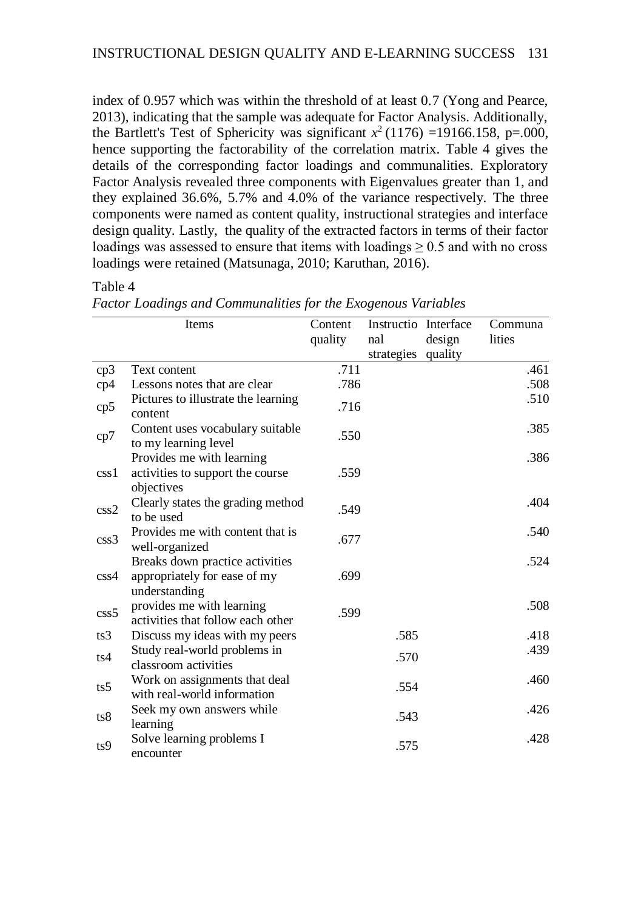index of 0.957 which was within the threshold of at least 0.7 (Yong and Pearce, 2013), indicating that the sample was adequate for Factor Analysis. Additionally, the Bartlett's Test of Sphericity was significant $x^2$ (1176) =19166.158, p=.000, hence supporting the factorability of the correlation matrix. Table 4 gives the details of the corresponding factor loadings and communalities. Exploratory Factor Analysis revealed three components with Eigenvalues greater than 1, and they explained 36.6%, 5.7% and 4.0% of the variance respectively. The three components were named as content quality, instructional strategies and interface design quality. Lastly, the quality of the extracted factors in terms of their factor loadings was assessed to ensure that items with loadings $\geq 0.5$ and with no cross loadings were retained (Matsunaga, 2010; Karuthan, 2016).

Table 4

*Factor Loadings and Communalities for the Exogenous Variables*

| | Items | Content quality | Instructional strategies | Interface design quality | Communalities |
|---|---|---|---|---|---|
| cp3 | Text content | .711 | | | .461 |
| cp4 | Lessons notes that are clear | .786 | | | .508 |
| cp5 | Pictures to illustrate the learning content | .716 | | | .510 |
| cp7 | Content uses vocabulary suitable to my learning level | .550 | | | .385 |
| css1 | Provides me with learning activities to support the course objectives | .559 | | | .386 |
| css2 | Clearly states the grading method to be used | .549 | | | .404 |
| css3 | Provides me with content that is well-organized | .677 | | | .540 |
| css4 | Breaks down practice activities appropriately for ease of my understanding | .699 | | | .524 |
| css5 | provides me with learning activities that follow each other | .599 | | | .508 |
| ts3 | Discuss my ideas with my peers | | .585 | | .418 |
| ts4 | Study real-world problems in classroom activities | | .570 | | .439 |
| ts5 | Work on assignments that deal with real-world information | | .554 | | .460 |
| ts8 | Seek my own answers while learning | | .543 | | .426 |
| ts9 | Solve learning problems I encounter | | .575 | | .428 |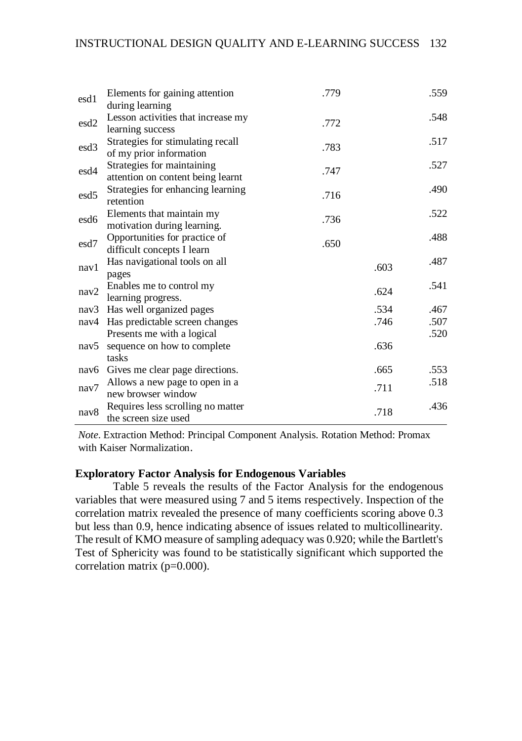| | | | | |
|---|---|---|---|---|
| esd1 | Elements for gaining attention during learning | .779 | | .559 |
| esd2 | Lesson activities that increase my learning success | .772 | | .548 |
| esd3 | Strategies for stimulating recall of my prior information | .783 | | .517 |
| esd4 | Strategies for maintaining attention on content being learnt | .747 | | .527 |
| esd5 | Strategies for enhancing learning retention | .716 | | .490 |
| esd6 | Elements that maintain my motivation during learning. | .736 | | .522 |
| esd7 | Opportunities for practice of difficult concepts I learn | .650 | | .488 |
| nav1 | Has navigational tools on all pages | | .603 | .487 |
| nav2 | Enables me to control my learning progress. | | .624 | .541 |
| nav3 | Has well organized pages | | .534 | .467 |
| nav4 | Has predictable screen changes | | .746 | .507 |
| nav5 | Presents me with a logical sequence on how to complete tasks | | .636 | .520 |
| nav6 | Gives me clear page directions. | | .665 | .553 |
| nav7 | Allows a new page to open in a new browser window | | .711 | .518 |
| nav8 | Requires less scrolling no matter the screen size used | | .718 | .436 |

*Note*. Extraction Method: Principal Component Analysis. Rotation Method: Promax with Kaiser Normalization.

**Exploratory Factor Analysis for Endogenous Variables**

Table 5 reveals the results of the Factor Analysis for the endogenous variables that were measured using 7 and 5 items respectively. Inspection of the correlation matrix revealed the presence of many coefficients scoring above 0.3 but less than 0.9, hence indicating absence of issues related to multicollinearity. The result of KMO measure of sampling adequacy was 0.920; while the Bartlett's Test of Sphericity was found to be statistically significant which supported the correlation matrix ($p=0.000$).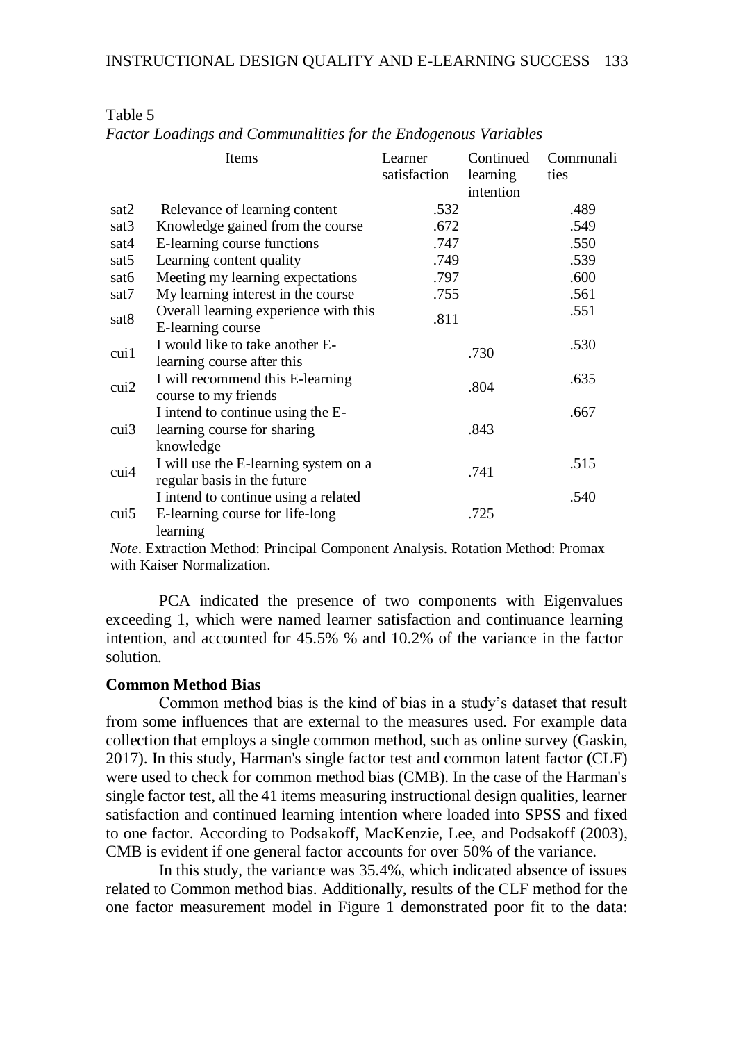Table 5

*Factor Loadings and Communalities for the Endogenous Variables*

| | Items | Learner satisfaction | Continued learning intention | Communalities |
|---|---|---|---|---|
| sat2 | Relevance of learning content | .532 | | .489 |
| sat3 | Knowledge gained from the course | .672 | | .549 |
| sat4 | E-learning course functions | .747 | | .550 |
| sat5 | Learning content quality | .749 | | .539 |
| sat6 | Meeting my learning expectations | .797 | | .600 |
| sat7 | My learning interest in the course | .755 | | .561 |
| sat8 | Overall learning experience with this E-learning course | .811 | | .551 |
| cui1 | I would like to take another E-learning course after this | | .730 | .530 |
| cui2 | I will recommend this E-learning course to my friends | | .804 | .635 |
| cui3 | I intend to continue using the E-learning course for sharing knowledge | | .843 | .667 |
| cui4 | I will use the E-learning system on a regular basis in the future | | .741 | .515 |
| cui5 | I intend to continue using a related E-learning course for life-long learning | | .725 | .540 |

*Note*. Extraction Method: Principal Component Analysis. Rotation Method: Promax with Kaiser Normalization.

PCA indicated the presence of two components with Eigenvalues exceeding 1, which were named learner satisfaction and continuance learning intention, and accounted for 45.5% % and 10.2% of the variance in the factor solution.

**Common Method Bias**

Common method bias is the kind of bias in a study's dataset that result from some influences that are external to the measures used. For example data collection that employs a single common method, such as online survey (Gaskin, 2017). In this study, Harman's single factor test and common latent factor (CLF) were used to check for common method bias (CMB). In the case of the Harman's single factor test, all the 41 items measuring instructional design qualities, learner satisfaction and continued learning intention where loaded into SPSS and fixed to one factor. According to Podsakoff, MacKenzie, Lee, and Podsakoff (2003), CMB is evident if one general factor accounts for over 50% of the variance.

In this study, the variance was 35.4%, which indicated absence of issues related to Common method bias. Additionally, results of the CLF method for the one factor measurement model in Figure 1 demonstrated poor fit to the data: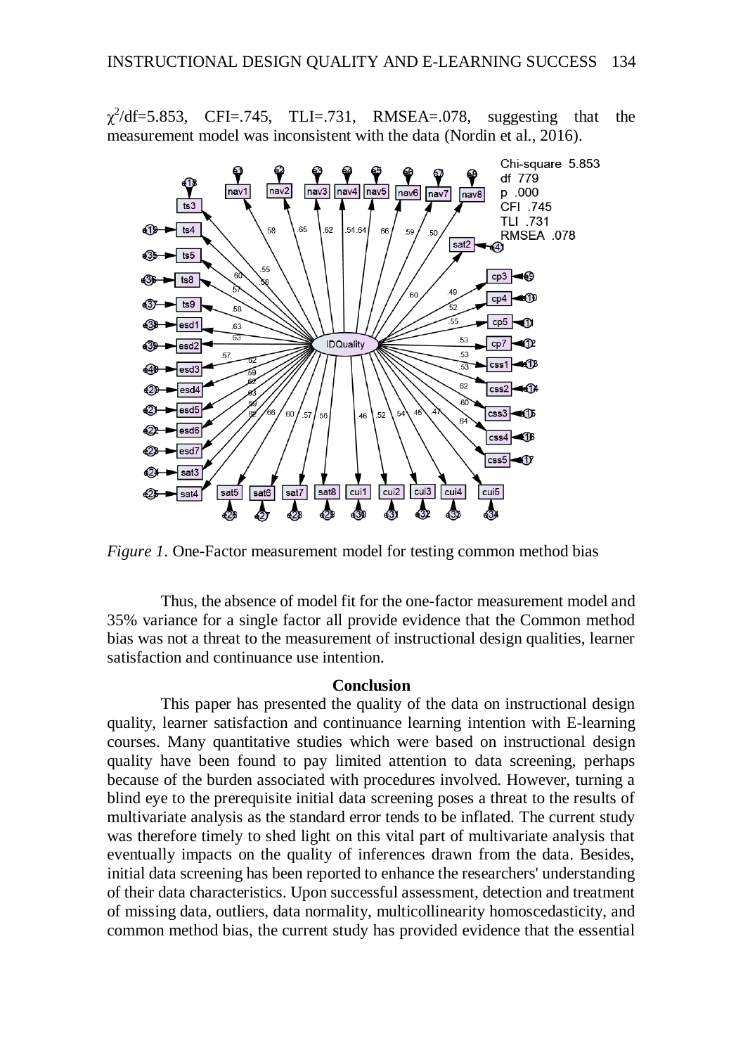$\chi^2$/df=5.853, CFI=.745, TLI=.731, RMSEA=.078, suggesting that the measurement model was inconsistent with the data (Nordin et al., 2016).

*Figure 1*. One-Factor measurement model for testing common method bias

Thus, the absence of model fit for the one-factor measurement model and 35% variance for a single factor all provide evidence that the Common method bias was not a threat to the measurement of instructional design qualities, learner satisfaction and continuance use intention.

## Conclusion

This paper has presented the quality of the data on instructional design quality, learner satisfaction and continuance learning intention with E-learning courses. Many quantitative studies which were based on instructional design quality have been found to pay limited attention to data screening, perhaps because of the burden associated with procedures involved. However, turning a blind eye to the prerequisite initial data screening poses a threat to the results of multivariate analysis as the standard error tends to be inflated. The current study was therefore timely to shed light on this vital part of multivariate analysis that eventually impacts on the quality of inferences drawn from the data. Besides, initial data screening has been reported to enhance the researchers' understanding of their data characteristics. Upon successful assessment, detection and treatment of missing data, outliers, data normality, multicollinearity homoscedasticity, and common method bias, the current study has provided evidence that the essential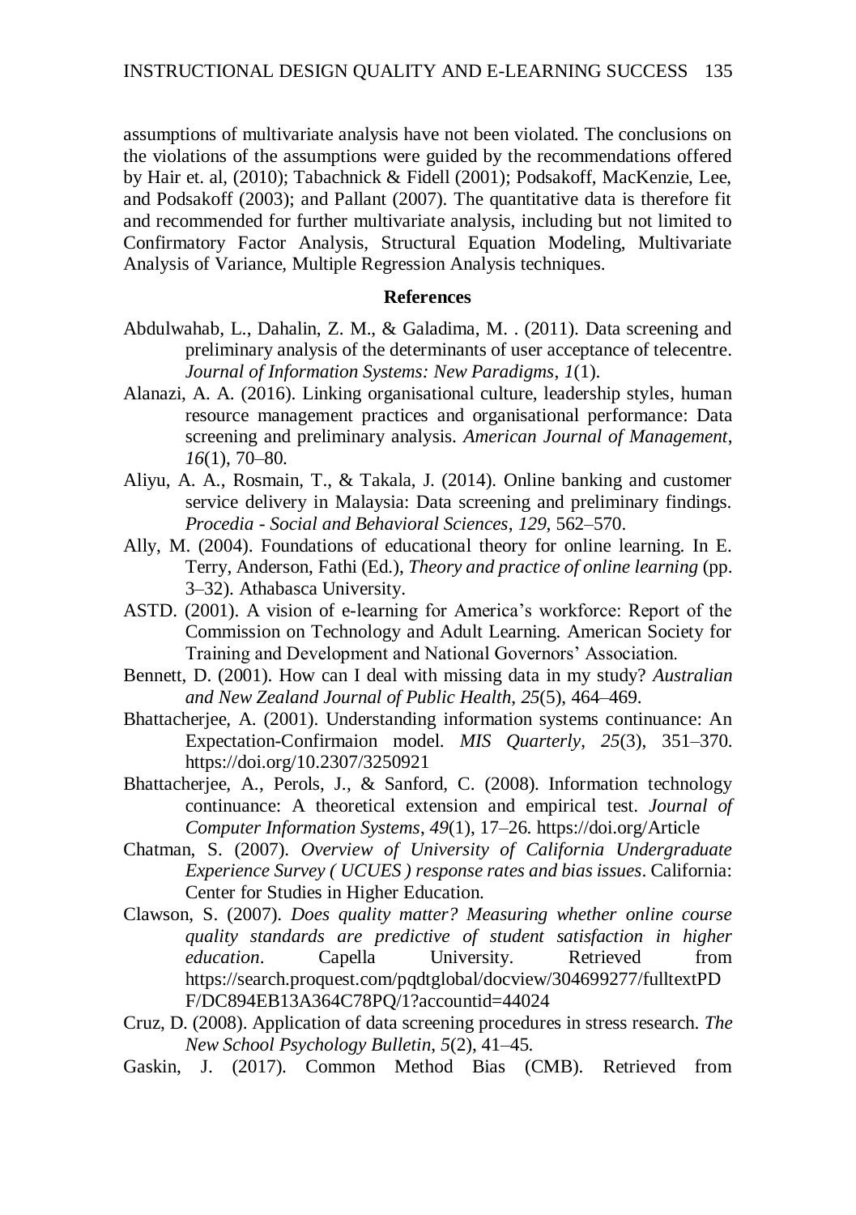assumptions of multivariate analysis have not been violated. The conclusions on the violations of the assumptions were guided by the recommendations offered by Hair et. al, (2010); Tabachnick & Fidell (2001); Podsakoff, MacKenzie, Lee, and Podsakoff (2003); and Pallant (2007). The quantitative data is therefore fit and recommended for further multivariate analysis, including but not limited to Confirmatory Factor Analysis, Structural Equation Modeling, Multivariate Analysis of Variance, Multiple Regression Analysis techniques.

## References

Abdulwahab, L., Dahalin, Z. M., & Galadima, M. . (2011). Data screening and preliminary analysis of the determinants of user acceptance of telecentre. *Journal of Information Systems: New Paradigms*, *1*(1).

Alanazi, A. A. (2016). Linking organisational culture, leadership styles, human resource management practices and organisational performance: Data screening and preliminary analysis. *American Journal of Management*, *16*(1), 70–80.

Aliyu, A. A., Rosmain, T., & Takala, J. (2014). Online banking and customer service delivery in Malaysia: Data screening and preliminary findings. *Procedia - Social and Behavioral Sciences*, *129*, 562–570.

Ally, M. (2004). Foundations of educational theory for online learning. In E. Terry, Anderson, Fathi (Ed.), *Theory and practice of online learning* (pp. 3–32). Athabasca University.

ASTD. (2001). A vision of e-learning for America's workforce: Report of the Commission on Technology and Adult Learning. American Society for Training and Development and National Governors' Association.

Bennett, D. (2001). How can I deal with missing data in my study? *Australian and New Zealand Journal of Public Health*, *25*(5), 464–469.

Bhattacherjee, A. (2001). Understanding information systems continuance: An Expectation-Confirmaion model. *MIS Quarterly*, *25*(3), 351–370. https://doi.org/10.2307/3250921

Bhattacherjee, A., Perols, J., & Sanford, C. (2008). Information technology continuance: A theoretical extension and empirical test. *Journal of Computer Information Systems*, *49*(1), 17–26. https://doi.org/Article

Chatman, S. (2007). *Overview of University of California Undergraduate Experience Survey ( UCUES ) response rates and bias issues*. California: Center for Studies in Higher Education.

Clawson, S. (2007). *Does quality matter? Measuring whether online course quality standards are predictive of student satisfaction in higher education*. Capella University. Retrieved from https://search.proquest.com/pqdtglobal/docview/304699277/fulltextPDF/DC894EB13A364C78PQ/1?accountid=44024

Cruz, D. (2008). Application of data screening procedures in stress research. *The New School Psychology Bulletin*, *5*(2), 41–45.

Gaskin, J. (2017). Common Method Bias (CMB). Retrieved from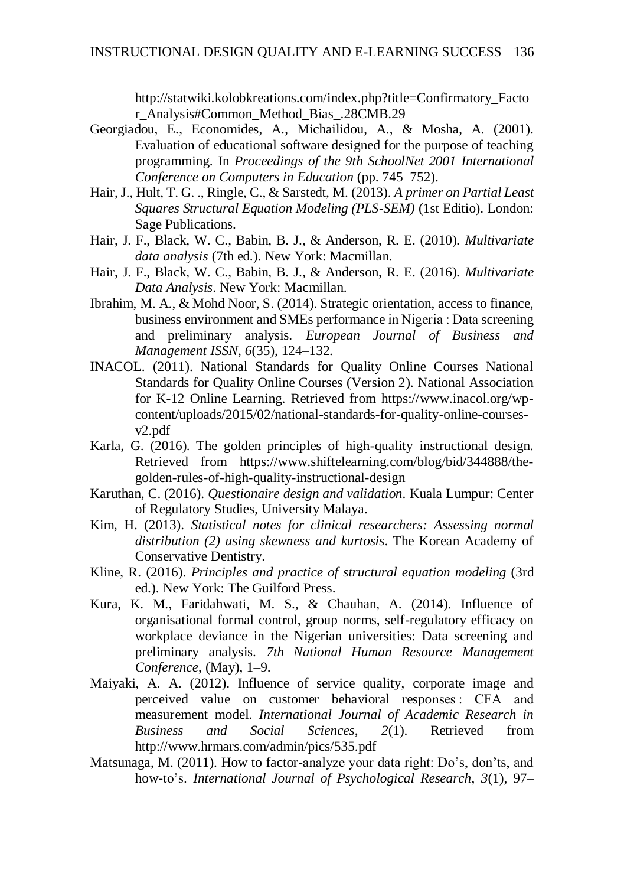http://statwiki.kolobkreations.com/index.php?title=Confirmatory_Factor_Analysis#Common_Method_Bias_.28CMB.29

Georgiadou, E., Economides, A., Michailidou, A., & Mosha, A. (2001). Evaluation of educational software designed for the purpose of teaching programming. In *Proceedings of the 9th SchoolNet 2001 International Conference on Computers in Education* (pp. 745–752).

Hair, J., Hult, T. G. ., Ringle, C., & Sarstedt, M. (2013). *A primer on Partial Least Squares Structural Equation Modeling (PLS-SEM)* (1st Editio). London: Sage Publications.

Hair, J. F., Black, W. C., Babin, B. J., & Anderson, R. E. (2010). *Multivariate data analysis* (7th ed.). New York: Macmillan.

Hair, J. F., Black, W. C., Babin, B. J., & Anderson, R. E. (2016). *Multivariate Data Analysis*. New York: Macmillan.

Ibrahim, M. A., & Mohd Noor, S. (2014). Strategic orientation, access to finance, business environment and SMEs performance in Nigeria : Data screening and preliminary analysis. *European Journal of Business and Management ISSN*, *6*(35), 124–132.

INACOL. (2011). National Standards for Quality Online Courses National Standards for Quality Online Courses (Version 2). National Association for K-12 Online Learning. Retrieved from https://www.inacol.org/wp-content/uploads/2015/02/national-standards-for-quality-online-courses-v2.pdf

Karla, G. (2016). The golden principles of high-quality instructional design. Retrieved from https://www.shiftelearning.com/blog/bid/344888/the-golden-rules-of-high-quality-instructional-design

Karuthan, C. (2016). *Questionaire design and validation*. Kuala Lumpur: Center of Regulatory Studies, University Malaya.

Kim, H. (2013). *Statistical notes for clinical researchers: Assessing normal distribution (2) using skewness and kurtosis*. The Korean Academy of Conservative Dentistry.

Kline, R. (2016). *Principles and practice of structural equation modeling* (3rd ed.). New York: The Guilford Press.

Kura, K. M., Faridahwati, M. S., & Chauhan, A. (2014). Influence of organisational formal control, group norms, self-regulatory efficacy on workplace deviance in the Nigerian universities: Data screening and preliminary analysis. *7th National Human Resource Management Conference*, (May), 1–9.

Maiyaki, A. A. (2012). Influence of service quality, corporate image and perceived value on customer behavioral responses : CFA and measurement model. *International Journal of Academic Research in Business and Social Sciences*, *2*(1). Retrieved from http://www.hrmars.com/admin/pics/535.pdf

Matsunaga, M. (2011). How to factor-analyze your data right: Do's, don'ts, and how-to's. *International Journal of Psychological Research*, *3*(1), 97–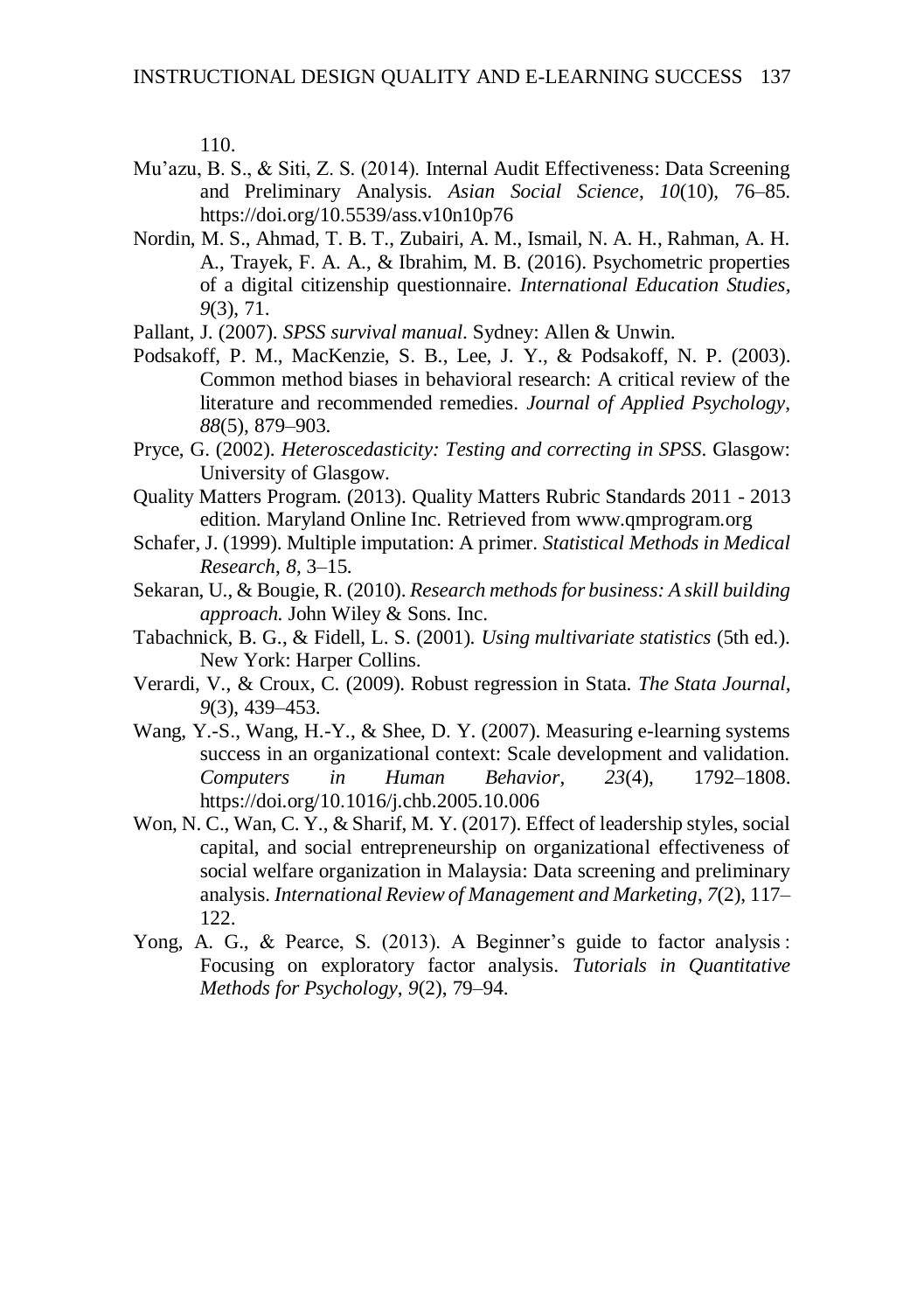110.

Mu'azu, B. S., & Siti, Z. S. (2014). Internal Audit Effectiveness: Data Screening and Preliminary Analysis. *Asian Social Science*, *10*(10), 76–85. https://doi.org/10.5539/ass.v10n10p76

Nordin, M. S., Ahmad, T. B. T., Zubairi, A. M., Ismail, N. A. H., Rahman, A. H. A., Trayek, F. A. A., & Ibrahim, M. B. (2016). Psychometric properties of a digital citizenship questionnaire. *International Education Studies*, *9*(3), 71.

Pallant, J. (2007). *SPSS survival manual*. Sydney: Allen & Unwin.

Podsakoff, P. M., MacKenzie, S. B., Lee, J. Y., & Podsakoff, N. P. (2003). Common method biases in behavioral research: A critical review of the literature and recommended remedies. *Journal of Applied Psychology*, *88*(5), 879–903.

Pryce, G. (2002). *Heteroscedasticity: Testing and correcting in SPSS*. Glasgow: University of Glasgow.

Quality Matters Program. (2013). Quality Matters Rubric Standards 2011 - 2013 edition. Maryland Online Inc. Retrieved from www.qmprogram.org

Schafer, J. (1999). Multiple imputation: A primer. *Statistical Methods in Medical Research*, *8*, 3–15.

Sekaran, U., & Bougie, R. (2010). *Research methods for business: A skill building approach.* John Wiley & Sons. Inc.

Tabachnick, B. G., & Fidell, L. S. (2001). *Using multivariate statistics* (5th ed.). New York: Harper Collins.

Verardi, V., & Croux, C. (2009). Robust regression in Stata. *The Stata Journal*, *9*(3), 439–453.

Wang, Y.-S., Wang, H.-Y., & Shee, D. Y. (2007). Measuring e-learning systems success in an organizational context: Scale development and validation. *Computers in Human Behavior*, *23*(4), 1792–1808. https://doi.org/10.1016/j.chb.2005.10.006

Won, N. C., Wan, C. Y., & Sharif, M. Y. (2017). Effect of leadership styles, social capital, and social entrepreneurship on organizational effectiveness of social welfare organization in Malaysia: Data screening and preliminary analysis. *International Review of Management and Marketing*, *7*(2), 117–122.

Yong, A. G., & Pearce, S. (2013). A Beginner's guide to factor analysis : Focusing on exploratory factor analysis. *Tutorials in Quantitative Methods for Psychology*, *9*(2), 79–94.